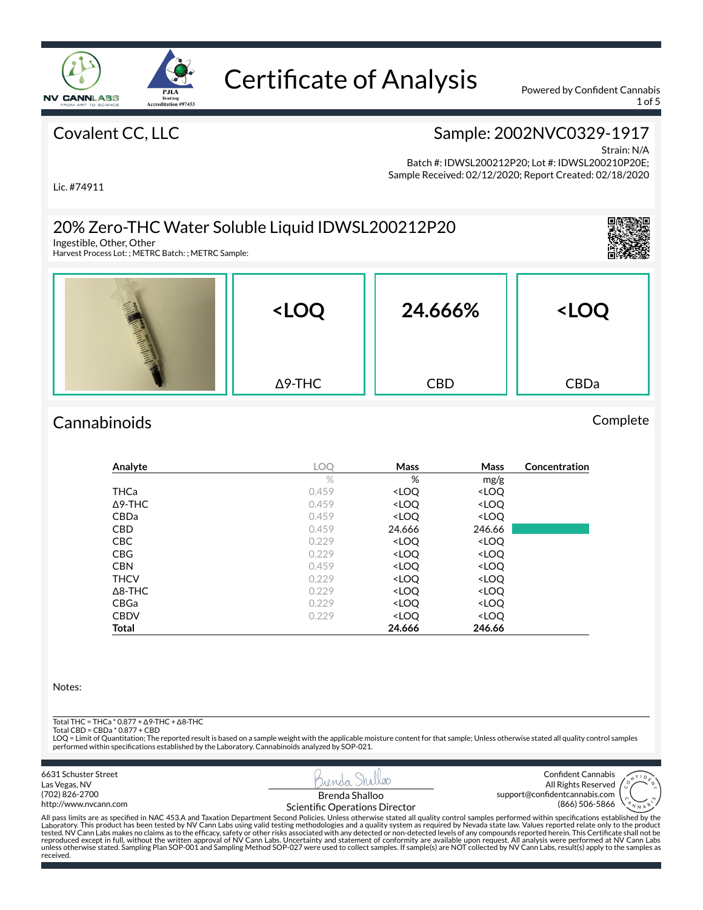# Certificate of Analysis

Powered by Confident Cannabis

## Covalent CC, LLC

Lic. #74911

## Sample: 2002NVC0329-1917

Strain: N/A
Batch #: IDWSL200212P20; Lot #: IDWSL200210P20E;
Sample Received: 02/12/2020; Report Created: 02/18/2020

## 20% Zero-THC Water Soluble Liquid IDWSL200212P20

Ingestible, Other, Other
Harvest Process Lot: ; METRC Batch: ; METRC Sample:

| Δ9-THC | CBD | CBDa |
|---|---|---|
| <LOQ | 24.666% | <LOQ |

## Cannabinoids

Complete

| Analyte | LOQ | Mass | Mass | Concentration |
|---|---|---|---|---|
| | % | % | mg/g | |
| THCa | 0.459 | <LOQ | <LOQ | |
| Δ9-THC | 0.459 | <LOQ | <LOQ | |
| CBDa | 0.459 | <LOQ | <LOQ | |
| CBD | 0.459 | 24.666 | 246.66 | |
| CBC | 0.229 | <LOQ | <LOQ | |
| CBG | 0.229 | <LOQ | <LOQ | |
| CBN | 0.459 | <LOQ | <LOQ | |
| THCV | 0.229 | <LOQ | <LOQ | |
| Δ8-THC | 0.229 | <LOQ | <LOQ | |
| CBGa | 0.229 | <LOQ | <LOQ | |
| CBDV | 0.229 | <LOQ | <LOQ | |
| **Total** | | **24.666** | **246.66** | |

Notes:

Total THC = THCa * 0.877 + Δ9-THC + Δ8-THC
Total CBD = CBDa * 0.877 + CBD
LOQ = Limit of Quantitation; The reported result is based on a sample weight with the applicable moisture content for that sample; Unless otherwise stated all quality control samples performed within specifications established by the Laboratory. Cannabinoids analyzed by SOP-021.

6631 Schuster Street
Las Vegas, NV
(702) 826-2700
http://www.nvcann.com

Brenda Shalloo
Scientific Operations Director

Confident Cannabis
All Rights Reserved
support@confidentcannabis.com
(866) 506-5866

All pass limits are as specified in NAC 453.A and Taxation Department Second Policies. Unless otherwise stated all quality control samples performed within specifications established by the Laboratory. This product has been tested by NV Cann Labs using valid testing methodologies and a quality system as required by Nevada state law. Values reported relate only to the product tested. NV Cann Labs makes no claims as to the efficacy, safety or other risks associated with any detected or non-detected levels of any compounds reported herein. This Certificate shall not be reproduced except in full, without the written approval of NV Cann Labs. Uncertainty and statement of conformity are available upon request. All analysis were performed at NV Cann Labs unless otherwise stated. Sampling Plan SOP-001 and Sampling Method SOP-027 were used to collect samples. If sample(s) are NOT collected by NV Cann Labs, result(s) apply to the samples as received.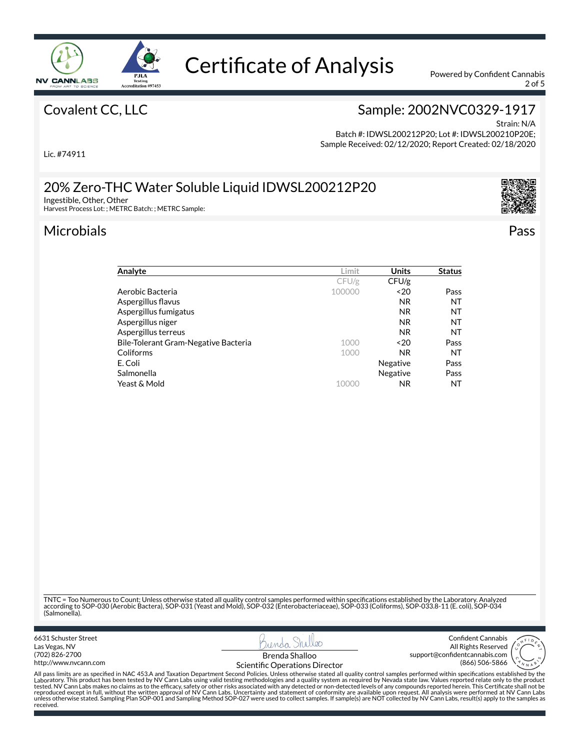# Certificate of Analysis

Powered by Confident Cannabis

## Covalent CC, LLC

Lic. #74911

## Sample: 2002NVC0329-1917

Strain: N/A
Batch #: IDWSL200212P20; Lot #: IDWSL200210P20E;
Sample Received: 02/12/2020; Report Created: 02/18/2020

## 20% Zero-THC Water Soluble Liquid IDWSL200212P20

Ingestible, Other, Other
Harvest Process Lot: ; METRC Batch: ; METRC Sample:

## Microbials

Pass

| Analyte | Limit | Units | Status |
|---|---|---|---|
| | CFU/g | CFU/g | |
| Aerobic Bacteria | 100000 | <20 | Pass |
| Aspergillus flavus | | NR | NT |
| Aspergillus fumigatus | | NR | NT |
| Aspergillus niger | | NR | NT |
| Aspergillus terreus | | NR | NT |
| Bile-Tolerant Gram-Negative Bacteria | 1000 | <20 | Pass |
| Coliforms | 1000 | NR | NT |
| E. Coli | | Negative | Pass |
| Salmonella | | Negative | Pass |
| Yeast & Mold | 10000 | NR | NT |

TNTC = Too Numerous to Count; Unless otherwise stated all quality control samples performed within specifications established by the Laboratory. Analyzed according to SOP-030 (Aerobic Bacteria), SOP-031 (Yeast and Mold), SOP-032 (Enterobacteriaceae), SOP-033 (Coliforms), SOP-033.8-11 (E. coli), SOP-034 (Salmonella).

6631 Schuster Street
Las Vegas, NV
(702) 826-2700
http://www.nvcann.com

Brenda Shalloo
Scientific Operations Director

Confident Cannabis
All Rights Reserved
support@confidentcannabis.com
(866) 506-5866

All pass limits are as specified in NAC 453.A and Taxation Department Second Policies. Unless otherwise stated all quality control samples performed within specifications established by the Laboratory. This product has been tested by NV Cann Labs using valid testing methodologies and a quality system as required by Nevada state law. Values reported relate only to the product tested. NV Cann Labs makes no claims as to the efficacy, safety or other risks associated with any detected or non-detected levels of any compounds reported herein. This Certificate shall not be reproduced except in full, without the written approval of NV Cann Labs. Uncertainty and statement of conformity are available upon request. All analysis were performed at NV Cann Labs unless otherwise stated. Sampling Plan SOP-001 and Sampling Method SOP-027 were used to collect samples. If sample(s) are NOT collected by NV Cann Labs, result(s) apply to the samples as received.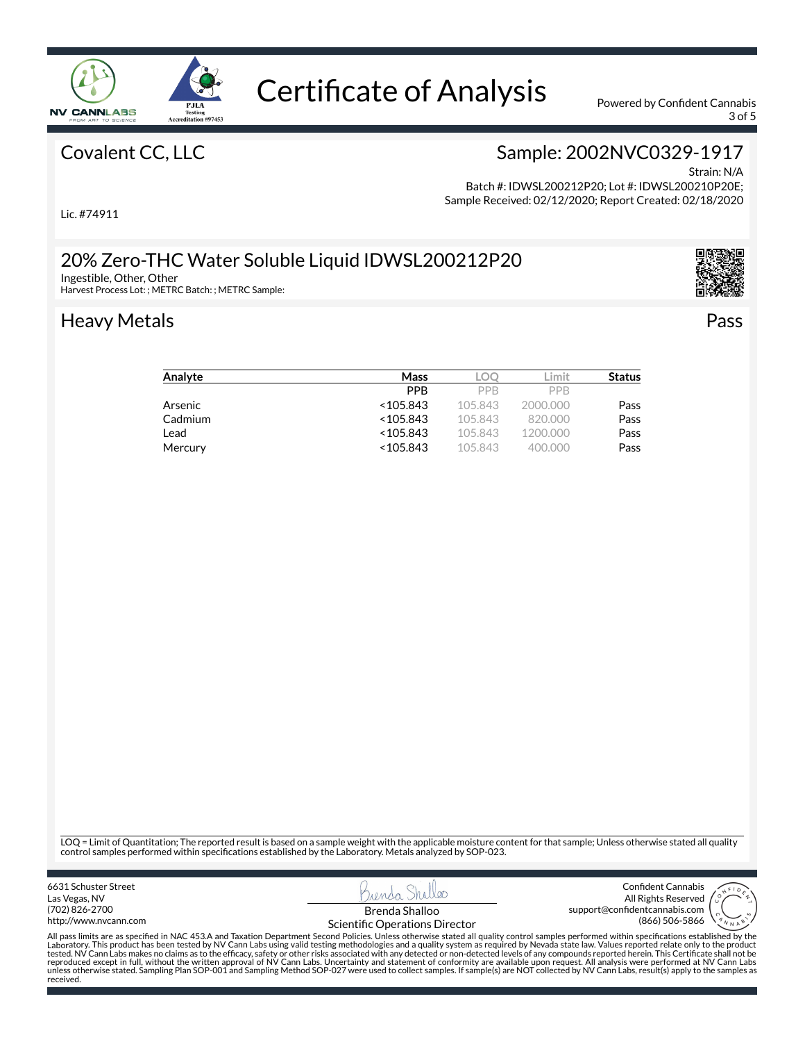# Certificate of Analysis

Powered by Confident Cannabis

## Covalent CC, LLC

Lic. #74911

## Sample: 2002NVC0329-1917

Strain: N/A
Batch #: IDWSL200212P20; Lot #: IDWSL200210P20E;
Sample Received: 02/12/2020; Report Created: 02/18/2020

## 20% Zero-THC Water Soluble Liquid IDWSL200212P20

Ingestible, Other, Other
Harvest Process Lot: ; METRC Batch: ; METRC Sample:

## Heavy Metals

Pass

| Analyte | Mass | LOQ | Limit | Status |
|---|---|---|---|---|
| | PPB | PPB | PPB | |
| Arsenic | <105.843 | 105.843 | 2000.000 | Pass |
| Cadmium | <105.843 | 105.843 | 820.000 | Pass |
| Lead | <105.843 | 105.843 | 1200.000 | Pass |
| Mercury | <105.843 | 105.843 | 400.000 | Pass |

LOQ = Limit of Quantitation; The reported result is based on a sample weight with the applicable moisture content for that sample; Unless otherwise stated all quality control samples performed within specifications established by the Laboratory. Metals analyzed by SOP-023.

6631 Schuster Street
Las Vegas, NV
(702) 826-2700
http://www.nvcann.com

Brenda Shalloo
Scientific Operations Director

Confident Cannabis
All Rights Reserved
support@confidentcannabis.com
(866) 506-5866

All pass limits are as specified in NAC 453.A and Taxation Department Second Policies. Unless otherwise stated all quality control samples performed within specifications established by the Laboratory. This product has been tested by NV Cann Labs using valid testing methodologies and a quality system as required by Nevada state law. Values reported relate only to the product tested. NV Cann Labs makes no claims as to the efficacy, safety or other risks associated with any detected or non-detected levels of any compounds reported herein. This Certificate shall not be reproduced except in full, without the written approval of NV Cann Labs. Uncertainty and statement of conformity are available upon request. All analysis were performed at NV Cann Labs unless otherwise stated. Sampling Plan SOP-001 and Sampling Method SOP-027 were used to collect samples. If sample(s) are NOT collected by NV Cann Labs, result(s) apply to the samples as received.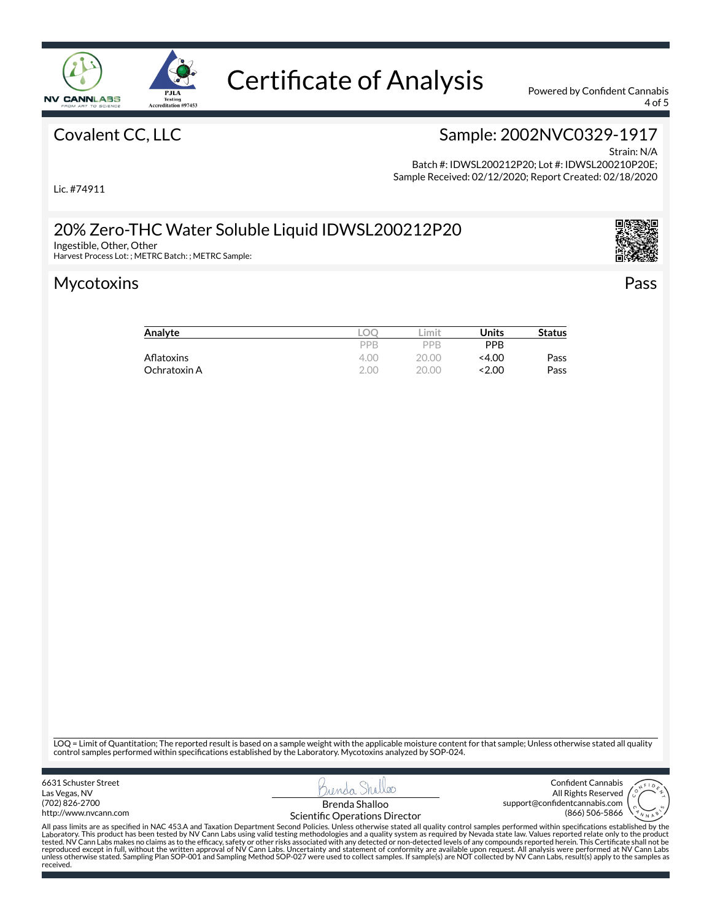# Certificate of Analysis

Powered by Confident Cannabis

## Covalent CC, LLC

Lic. #74911

## Sample: 2002NVC0329-1917

Strain: N/A
Batch #: IDWSL200212P20; Lot #: IDWSL200210P20E;
Sample Received: 02/12/2020; Report Created: 02/18/2020

## 20% Zero-THC Water Soluble Liquid IDWSL200212P20

Ingestible, Other, Other
Harvest Process Lot: ; METRC Batch: ; METRC Sample:

## Mycotoxins

Pass

| Analyte | LOQ | Limit | Units | Status |
|---|---|---|---|---|
| | PPB | PPB | PPB | |
| Aflatoxins | 4.00 | 20.00 | <4.00 | Pass |
| Ochratoxin A | 2.00 | 20.00 | <2.00 | Pass |

LOQ = Limit of Quantitation; The reported result is based on a sample weight with the applicable moisture content for that sample; Unless otherwise stated all quality control samples performed within specifications established by the Laboratory. Mycotoxins analyzed by SOP-024.

6631 Schuster Street
Las Vegas, NV
(702) 826-2700
http://www.nvcann.com

Brenda Shalloo
Scientific Operations Director

Confident Cannabis
All Rights Reserved
support@confidentcannabis.com
(866) 506-5866

All pass limits are as specified in NAC 453.A and Taxation Department Second Policies. Unless otherwise stated all quality control samples performed within specifications established by the Laboratory. This product has been tested by NV Cann Labs using valid testing methodologies and a quality system as required by Nevada state law. Values reported relate only to the product tested. NV Cann Labs makes no claims as to the efficacy, safety or other risks associated with any detected or non-detected levels of any compounds reported herein. This Certificate shall not be reproduced except in full, without the written approval of NV Cann Labs. Uncertainty and statement of conformity are available upon request. All analysis were performed at NV Cann Labs unless otherwise stated. Sampling Plan SOP-001 and Sampling Method SOP-027 were used to collect samples. If sample(s) are NOT collected by NV Cann Labs, result(s) apply to the samples as received.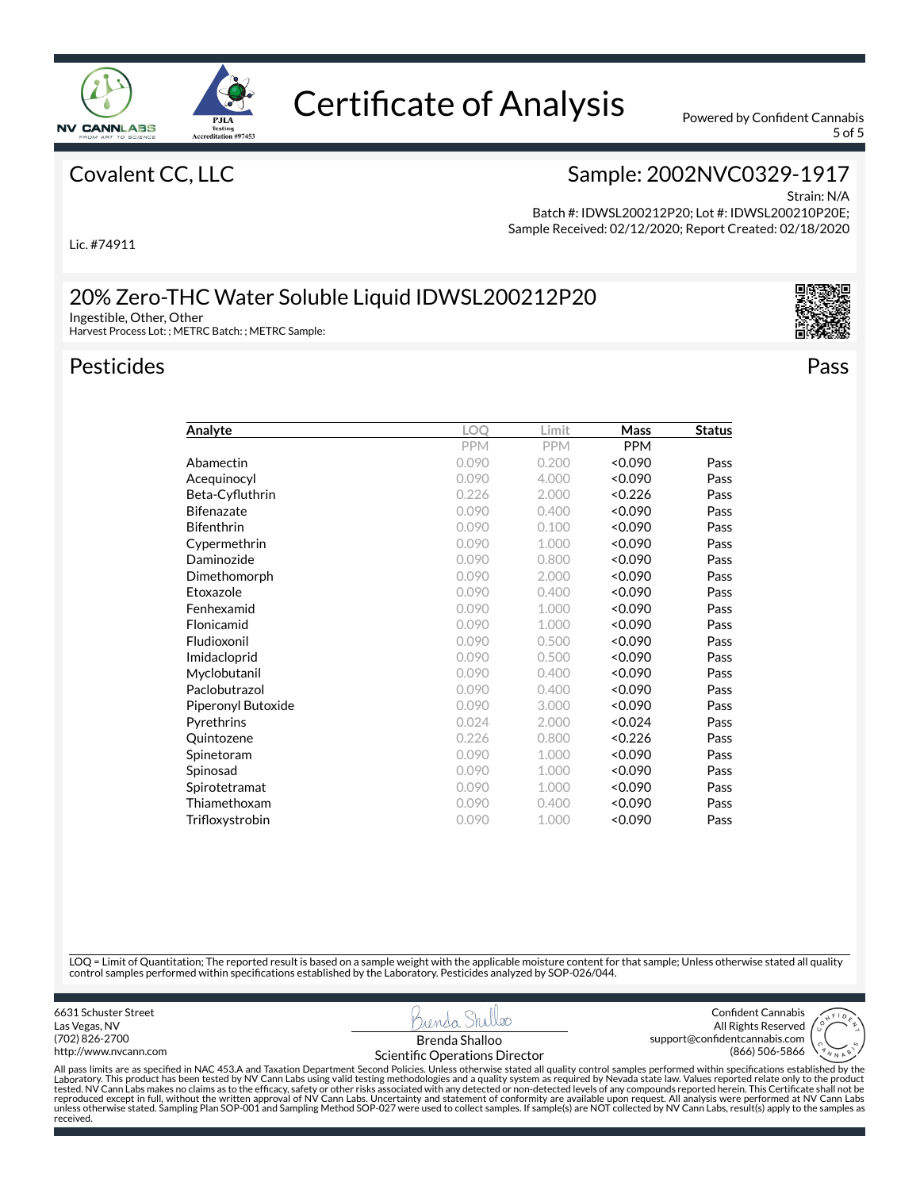# Certificate of Analysis

Powered by Confident Cannabis

## Covalent CC, LLC

Lic. #74911

## Sample: 2002NVC0329-1917

Strain: N/A
Batch #: IDWSL200212P20; Lot #: IDWSL200210P20E;
Sample Received: 02/12/2020; Report Created: 02/18/2020

## 20% Zero-THC Water Soluble Liquid IDWSL200212P20

Ingestible, Other, Other
Harvest Process Lot: ; METRC Batch: ; METRC Sample:

## Pesticides

Pass

| Analyte | LOQ | Limit | Mass | Status |
|---|---|---|---|---|
| | PPM | PPM | PPM | |
| Abamectin | 0.090 | 0.200 | <0.090 | Pass |
| Acequinocyl | 0.090 | 4.000 | <0.090 | Pass |
| Beta-Cyfluthrin | 0.226 | 2.000 | <0.226 | Pass |
| Bifenazate | 0.090 | 0.400 | <0.090 | Pass |
| Bifenthrin | 0.090 | 0.100 | <0.090 | Pass |
| Cypermethrin | 0.090 | 1.000 | <0.090 | Pass |
| Daminozide | 0.090 | 0.800 | <0.090 | Pass |
| Dimethomorph | 0.090 | 2.000 | <0.090 | Pass |
| Etoxazole | 0.090 | 0.400 | <0.090 | Pass |
| Fenhexamid | 0.090 | 1.000 | <0.090 | Pass |
| Flonicamid | 0.090 | 1.000 | <0.090 | Pass |
| Fludioxonil | 0.090 | 0.500 | <0.090 | Pass |
| Imidacloprid | 0.090 | 0.500 | <0.090 | Pass |
| Myclobutanil | 0.090 | 0.400 | <0.090 | Pass |
| Paclobutrazol | 0.090 | 0.400 | <0.090 | Pass |
| Piperonyl Butoxide | 0.090 | 3.000 | <0.090 | Pass |
| Pyrethrins | 0.024 | 2.000 | <0.024 | Pass |
| Quintozene | 0.226 | 0.800 | <0.226 | Pass |
| Spinetoram | 0.090 | 1.000 | <0.090 | Pass |
| Spinosad | 0.090 | 1.000 | <0.090 | Pass |
| Spirotetramat | 0.090 | 1.000 | <0.090 | Pass |
| Thiamethoxam | 0.090 | 0.400 | <0.090 | Pass |
| Trifloxystrobin | 0.090 | 1.000 | <0.090 | Pass |

LOQ = Limit of Quantitation; The reported result is based on a sample weight with the applicable moisture content for that sample; Unless otherwise stated all quality control samples performed within specifications established by the Laboratory. Pesticides analyzed by SOP-026/044.

6631 Schuster Street
Las Vegas, NV
(702) 826-2700
http://www.nvcann.com

Brenda Shalloo
Scientific Operations Director

Confident Cannabis
All Rights Reserved
support@confidentcannabis.com
(866) 506-5866

All pass limits are as specified in NAC 453.A and Taxation Department Second Policies. Unless otherwise stated all quality control samples performed within specifications established by the Laboratory. This product has been tested by NV Cann Labs using valid testing methodologies and a quality system as required by Nevada state law. Values reported relate only to the product tested. NV Cann Labs makes no claims as to the efficacy, safety or other risks associated with any detected or non-detected levels of any compounds reported herein. This Certificate shall not be reproduced except in full, without the written approval of NV Cann Labs. Uncertainty and statement of conformity are available upon request. All analysis were performed at NV Cann Labs unless otherwise stated. Sampling Plan SOP-001 and Sampling Method SOP-027 were used to collect samples. If sample(s) are NOT collected by NV Cann Labs, result(s) apply to the samples as received.